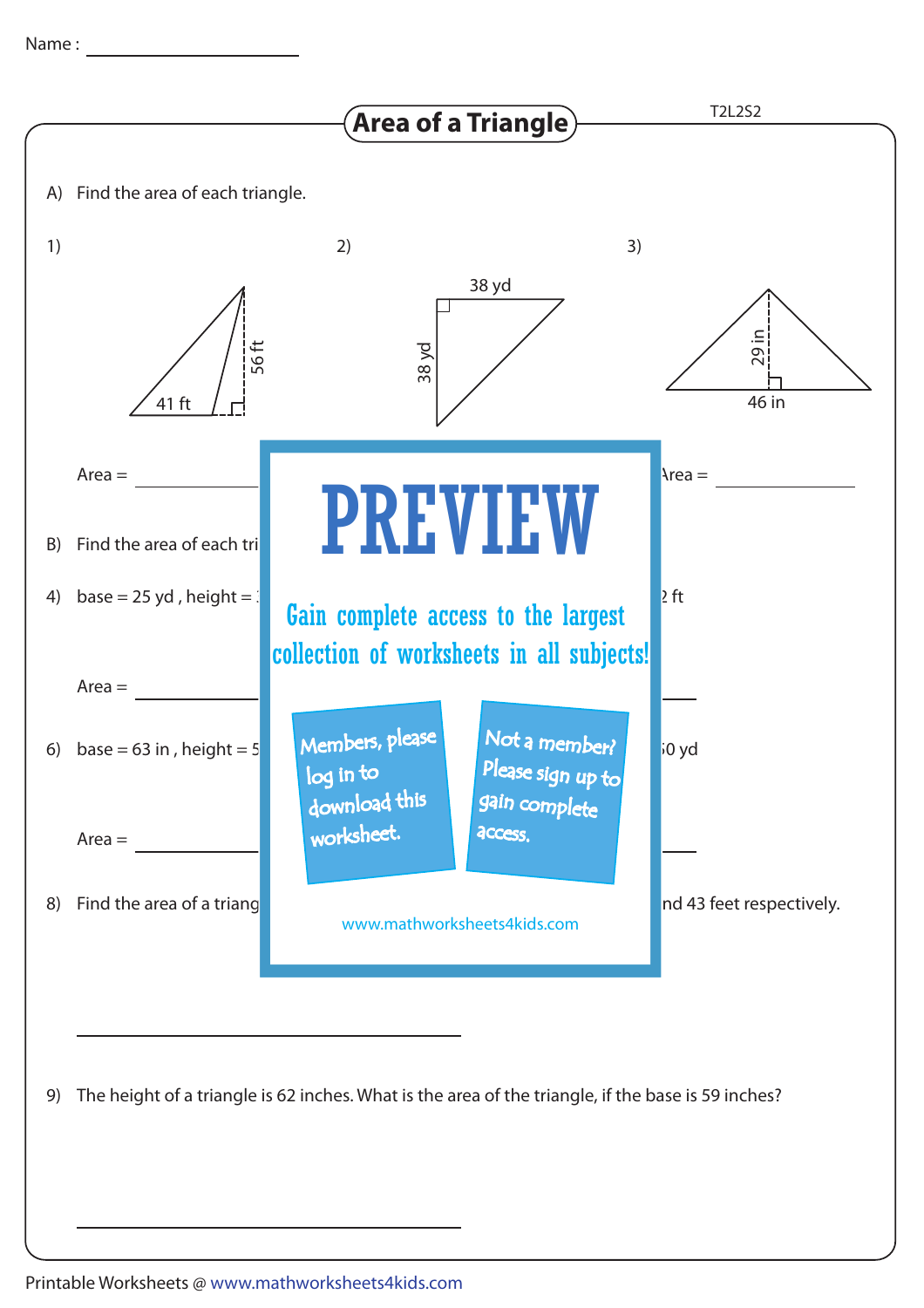Name : ____________________

# Area of a Triangle

T2L2S2

A) Find the area of each triangle.

1) 41 ft, 56 ft

2) 38 yd, 38 yd

3) 29 in, 46 in

Area = ____________

Area = ____________

B) Find the area of each tri

4) base = 25 yd , height =

2 ft

Area = ____________

6) base = 63 in , height = 5

0 yd

Area = ____________

8) Find the area of a triang

nd 43 feet respectively.

____________________________________

PREVIEW

Gain complete access to the largest collection of worksheets in all subjects!

Members, please log in to download this worksheet.

Not a member? Please sign up to gain complete access.

www.mathworksheets4kids.com

9) The height of a triangle is 62 inches. What is the area of the triangle, if the base is 59 inches?

____________________________________

Printable Worksheets @ www.mathworksheets4kids.com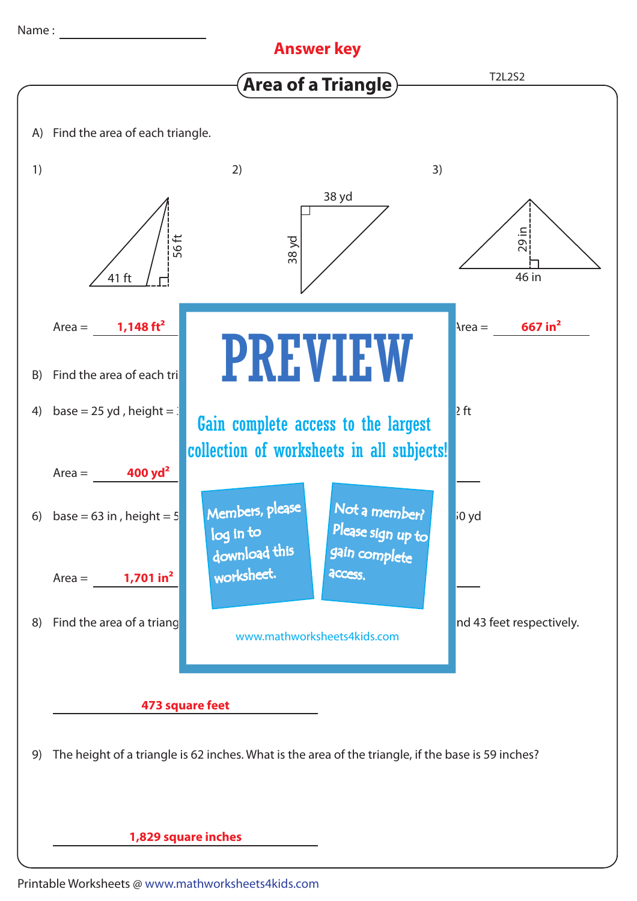Name : ____________________

**Answer key**

# Area of a Triangle

T2L2S2

A) Find the area of each triangle.

1)

41 ft

56 ft

Area = **1,148 $ft^2$**

2)

38 yd

38 yd

3)

29 in

46 in

Area = **667 $in^2$**

B) Find the area of each tri

4) base = 25 yd , height = 

Area = **400 $yd^2$**

2 ft

6) base = 63 in , height = 5

Area = **1,701 $in^2$**

0 yd

8) Find the area of a triang nd 43 feet respectively.

**473 square feet**

PREVIEW

Gain complete access to the largest collection of worksheets in all subjects!

Members, please log in to download this worksheet.

Not a member? Please sign up to gain complete access.

www.mathworksheets4kids.com

9) The height of a triangle is 62 inches. What is the area of the triangle, if the base is 59 inches?

**1,829 square inches**